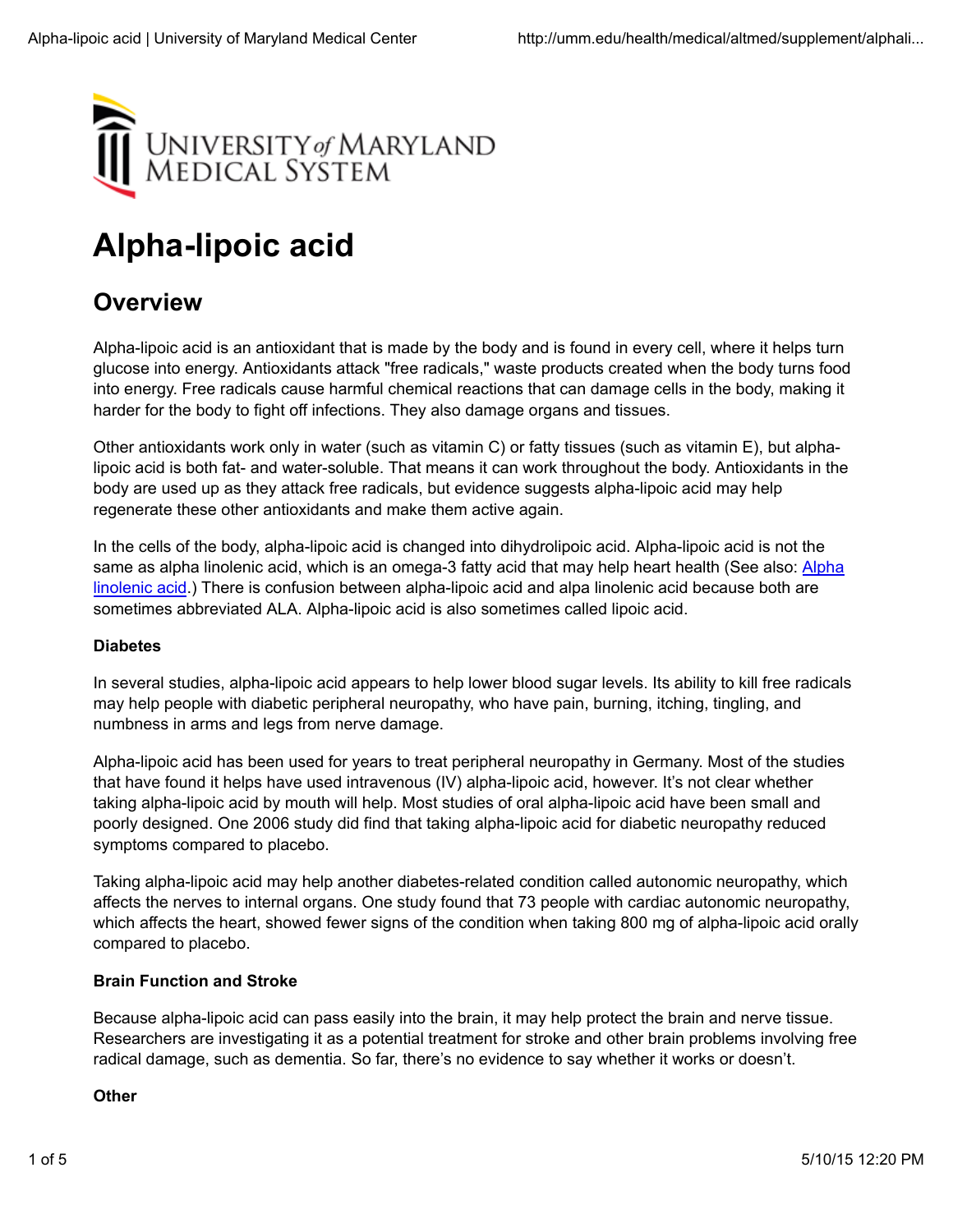UNIVERSITY of MARYLAND MEDICAL SYSTEM

# Alpha-lipoic acid

## Overview

Alpha-lipoic acid is an antioxidant that is made by the body and is found in every cell, where it helps turn glucose into energy. Antioxidants attack "free radicals," waste products created when the body turns food into energy. Free radicals cause harmful chemical reactions that can damage cells in the body, making it harder for the body to fight off infections. They also damage organs and tissues.

Other antioxidants work only in water (such as vitamin C) or fatty tissues (such as vitamin E), but alpha-lipoic acid is both fat- and water-soluble. That means it can work throughout the body. Antioxidants in the body are used up as they attack free radicals, but evidence suggests alpha-lipoic acid may help regenerate these other antioxidants and make them active again.

In the cells of the body, alpha-lipoic acid is changed into dihydrolipoic acid. Alpha-lipoic acid is not the same as alpha linolenic acid, which is an omega-3 fatty acid that may help heart health (See also: Alpha linolenic acid.) There is confusion between alpha-lipoic acid and alpa linolenic acid because both are sometimes abbreviated ALA. Alpha-lipoic acid is also sometimes called lipoic acid.

**Diabetes**

In several studies, alpha-lipoic acid appears to help lower blood sugar levels. Its ability to kill free radicals may help people with diabetic peripheral neuropathy, who have pain, burning, itching, tingling, and numbness in arms and legs from nerve damage.

Alpha-lipoic acid has been used for years to treat peripheral neuropathy in Germany. Most of the studies that have found it helps have used intravenous (IV) alpha-lipoic acid, however. It's not clear whether taking alpha-lipoic acid by mouth will help. Most studies of oral alpha-lipoic acid have been small and poorly designed. One 2006 study did find that taking alpha-lipoic acid for diabetic neuropathy reduced symptoms compared to placebo.

Taking alpha-lipoic acid may help another diabetes-related condition called autonomic neuropathy, which affects the nerves to internal organs. One study found that 73 people with cardiac autonomic neuropathy, which affects the heart, showed fewer signs of the condition when taking 800 mg of alpha-lipoic acid orally compared to placebo.

**Brain Function and Stroke**

Because alpha-lipoic acid can pass easily into the brain, it may help protect the brain and nerve tissue. Researchers are investigating it as a potential treatment for stroke and other brain problems involving free radical damage, such as dementia. So far, there's no evidence to say whether it works or doesn't.

**Other**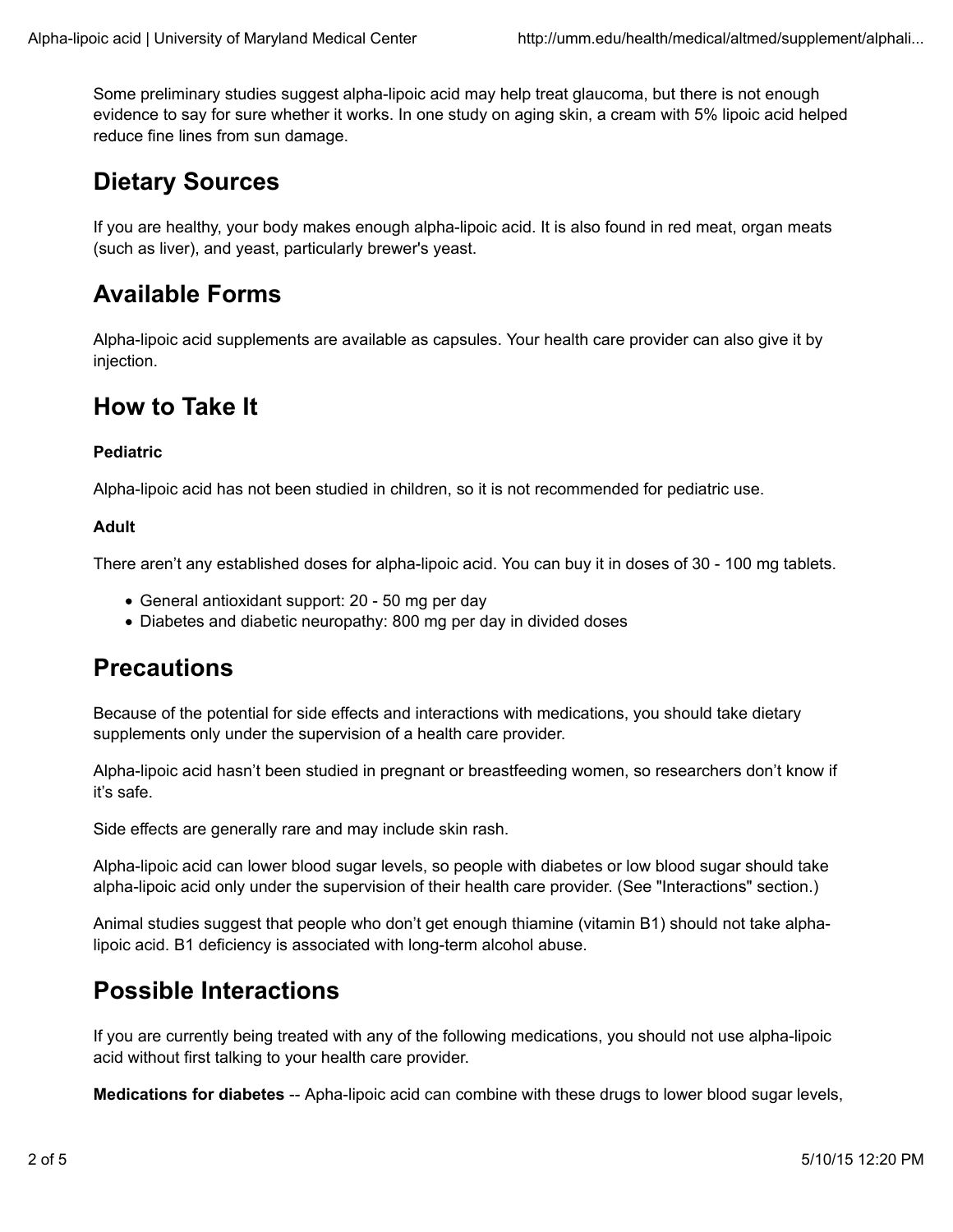Some preliminary studies suggest alpha-lipoic acid may help treat glaucoma, but there is not enough evidence to say for sure whether it works. In one study on aging skin, a cream with 5% lipoic acid helped reduce fine lines from sun damage.

## Dietary Sources

If you are healthy, your body makes enough alpha-lipoic acid. It is also found in red meat, organ meats (such as liver), and yeast, particularly brewer's yeast.

## Available Forms

Alpha-lipoic acid supplements are available as capsules. Your health care provider can also give it by injection.

## How to Take It

**Pediatric**

Alpha-lipoic acid has not been studied in children, so it is not recommended for pediatric use.

**Adult**

There aren't any established doses for alpha-lipoic acid. You can buy it in doses of 30 - 100 mg tablets.

- General antioxidant support: 20 - 50 mg per day
- Diabetes and diabetic neuropathy: 800 mg per day in divided doses

## Precautions

Because of the potential for side effects and interactions with medications, you should take dietary supplements only under the supervision of a health care provider.

Alpha-lipoic acid hasn't been studied in pregnant or breastfeeding women, so researchers don't know if it's safe.

Side effects are generally rare and may include skin rash.

Alpha-lipoic acid can lower blood sugar levels, so people with diabetes or low blood sugar should take alpha-lipoic acid only under the supervision of their health care provider. (See "Interactions" section.)

Animal studies suggest that people who don't get enough thiamine (vitamin B1) should not take alpha-lipoic acid. B1 deficiency is associated with long-term alcohol abuse.

## Possible Interactions

If you are currently being treated with any of the following medications, you should not use alpha-lipoic acid without first talking to your health care provider.

**Medications for diabetes** -- Apha-lipoic acid can combine with these drugs to lower blood sugar levels,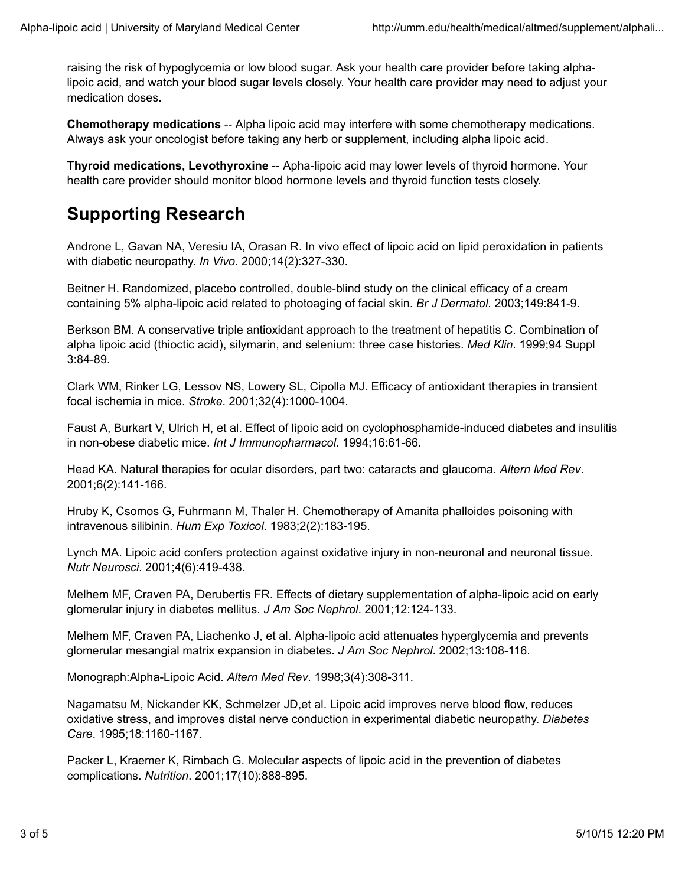raising the risk of hypoglycemia or low blood sugar. Ask your health care provider before taking alpha-lipoic acid, and watch your blood sugar levels closely. Your health care provider may need to adjust your medication doses.

**Chemotherapy medications** -- Alpha lipoic acid may interfere with some chemotherapy medications. Always ask your oncologist before taking any herb or supplement, including alpha lipoic acid.

**Thyroid medications, Levothyroxine** -- Apha-lipoic acid may lower levels of thyroid hormone. Your health care provider should monitor blood hormone levels and thyroid function tests closely.

## Supporting Research

Androne L, Gavan NA, Veresiu IA, Orasan R. In vivo effect of lipoic acid on lipid peroxidation in patients with diabetic neuropathy. *In Vivo*. 2000;14(2):327-330.

Beitner H. Randomized, placebo controlled, double-blind study on the clinical efficacy of a cream containing 5% alpha-lipoic acid related to photoaging of facial skin. *Br J Dermatol*. 2003;149:841-9.

Berkson BM. A conservative triple antioxidant approach to the treatment of hepatitis C. Combination of alpha lipoic acid (thioctic acid), silymarin, and selenium: three case histories. *Med Klin*. 1999;94 Suppl 3:84-89.

Clark WM, Rinker LG, Lessov NS, Lowery SL, Cipolla MJ. Efficacy of antioxidant therapies in transient focal ischemia in mice. *Stroke*. 2001;32(4):1000-1004.

Faust A, Burkart V, Ulrich H, et al. Effect of lipoic acid on cyclophosphamide-induced diabetes and insulitis in non-obese diabetic mice. *Int J Immunopharmacol*. 1994;16:61-66.

Head KA. Natural therapies for ocular disorders, part two: cataracts and glaucoma. *Altern Med Rev*. 2001;6(2):141-166.

Hruby K, Csomos G, Fuhrmann M, Thaler H. Chemotherapy of Amanita phalloides poisoning with intravenous silibinin. *Hum Exp Toxicol*. 1983;2(2):183-195.

Lynch MA. Lipoic acid confers protection against oxidative injury in non-neuronal and neuronal tissue. *Nutr Neurosci*. 2001;4(6):419-438.

Melhem MF, Craven PA, Derubertis FR. Effects of dietary supplementation of alpha-lipoic acid on early glomerular injury in diabetes mellitus. *J Am Soc Nephrol*. 2001;12:124-133.

Melhem MF, Craven PA, Liachenko J, et al. Alpha-lipoic acid attenuates hyperglycemia and prevents glomerular mesangial matrix expansion in diabetes. *J Am Soc Nephrol*. 2002;13:108-116.

Monograph:Alpha-Lipoic Acid. *Altern Med Rev*. 1998;3(4):308-311.

Nagamatsu M, Nickander KK, Schmelzer JD,et al. Lipoic acid improves nerve blood flow, reduces oxidative stress, and improves distal nerve conduction in experimental diabetic neuropathy. *Diabetes Care*. 1995;18:1160-1167.

Packer L, Kraemer K, Rimbach G. Molecular aspects of lipoic acid in the prevention of diabetes complications. *Nutrition*. 2001;17(10):888-895.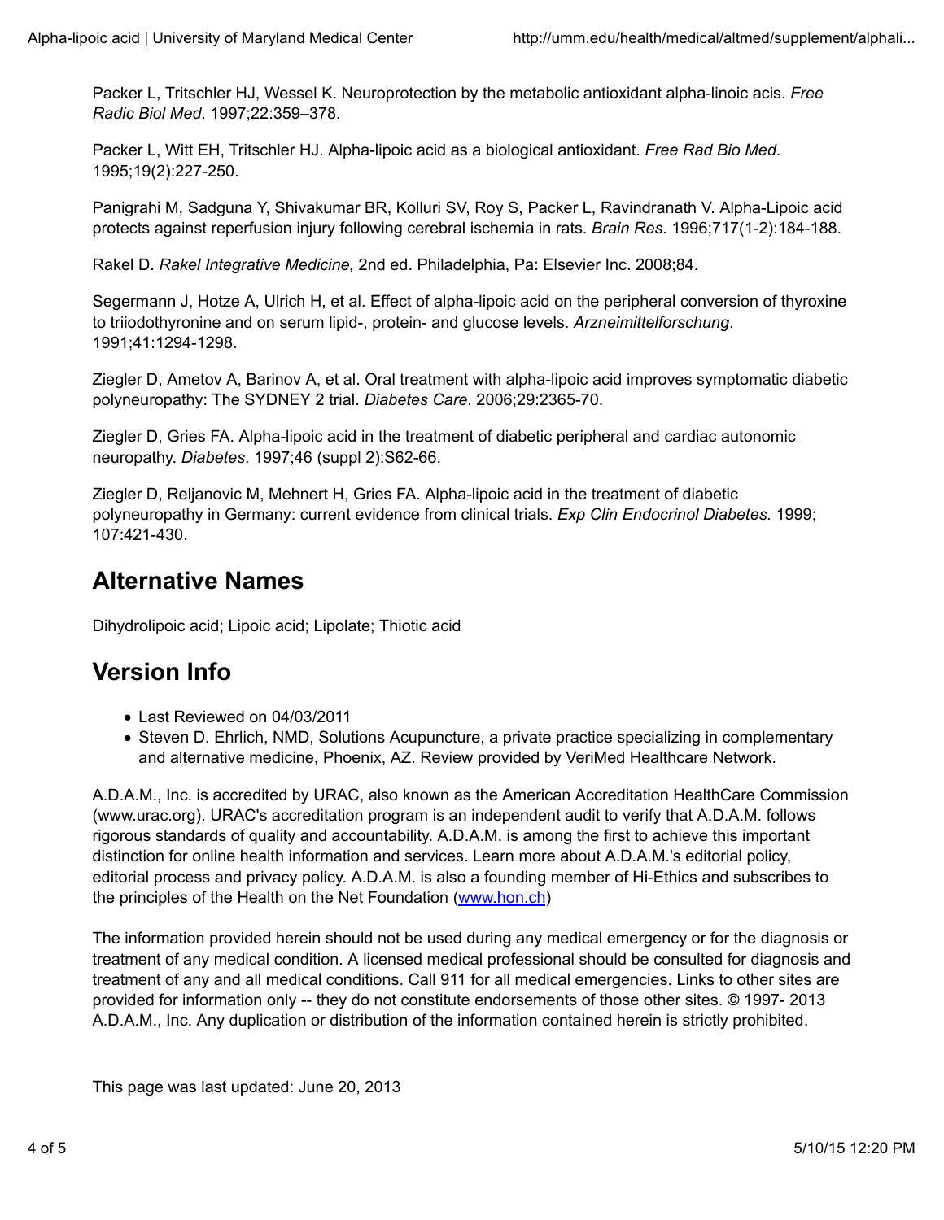Packer L, Tritschler HJ, Wessel K. Neuroprotection by the metabolic antioxidant alpha-linoic acis. *Free Radic Biol Med*. 1997;22:359–378.

Packer L, Witt EH, Tritschler HJ. Alpha-lipoic acid as a biological antioxidant. *Free Rad Bio Med*. 1995;19(2):227-250.

Panigrahi M, Sadguna Y, Shivakumar BR, Kolluri SV, Roy S, Packer L, Ravindranath V. Alpha-Lipoic acid protects against reperfusion injury following cerebral ischemia in rats. *Brain Res*. 1996;717(1-2):184-188.

Rakel D. *Rakel Integrative Medicine,* 2nd ed. Philadelphia, Pa: Elsevier Inc. 2008;84.

Segermann J, Hotze A, Ulrich H, et al. Effect of alpha-lipoic acid on the peripheral conversion of thyroxine to triiodothyronine and on serum lipid-, protein- and glucose levels. *Arzneimittelforschung*. 1991;41:1294-1298.

Ziegler D, Ametov A, Barinov A, et al. Oral treatment with alpha-lipoic acid improves symptomatic diabetic polyneuropathy: The SYDNEY 2 trial. *Diabetes Care*. 2006;29:2365-70.

Ziegler D, Gries FA. Alpha-lipoic acid in the treatment of diabetic peripheral and cardiac autonomic neuropathy. *Diabetes*. 1997;46 (suppl 2):S62-66.

Ziegler D, Reljanovic M, Mehnert H, Gries FA. Alpha-lipoic acid in the treatment of diabetic polyneuropathy in Germany: current evidence from clinical trials. *Exp Clin Endocrinol Diabetes.* 1999; 107:421-430.

## Alternative Names

Dihydrolipoic acid; Lipoic acid; Lipolate; Thiotic acid

## Version Info

- Last Reviewed on 04/03/2011
- Steven D. Ehrlich, NMD, Solutions Acupuncture, a private practice specializing in complementary and alternative medicine, Phoenix, AZ. Review provided by VeriMed Healthcare Network.

A.D.A.M., Inc. is accredited by URAC, also known as the American Accreditation HealthCare Commission (www.urac.org). URAC's accreditation program is an independent audit to verify that A.D.A.M. follows rigorous standards of quality and accountability. A.D.A.M. is among the first to achieve this important distinction for online health information and services. Learn more about A.D.A.M.'s editorial policy, editorial process and privacy policy. A.D.A.M. is also a founding member of Hi-Ethics and subscribes to the principles of the Health on the Net Foundation (www.hon.ch)

The information provided herein should not be used during any medical emergency or for the diagnosis or treatment of any medical condition. A licensed medical professional should be consulted for diagnosis and treatment of any and all medical conditions. Call 911 for all medical emergencies. Links to other sites are provided for information only -- they do not constitute endorsements of those other sites. © 1997- 2013 A.D.A.M., Inc. Any duplication or distribution of the information contained herein is strictly prohibited.

This page was last updated: June 20, 2013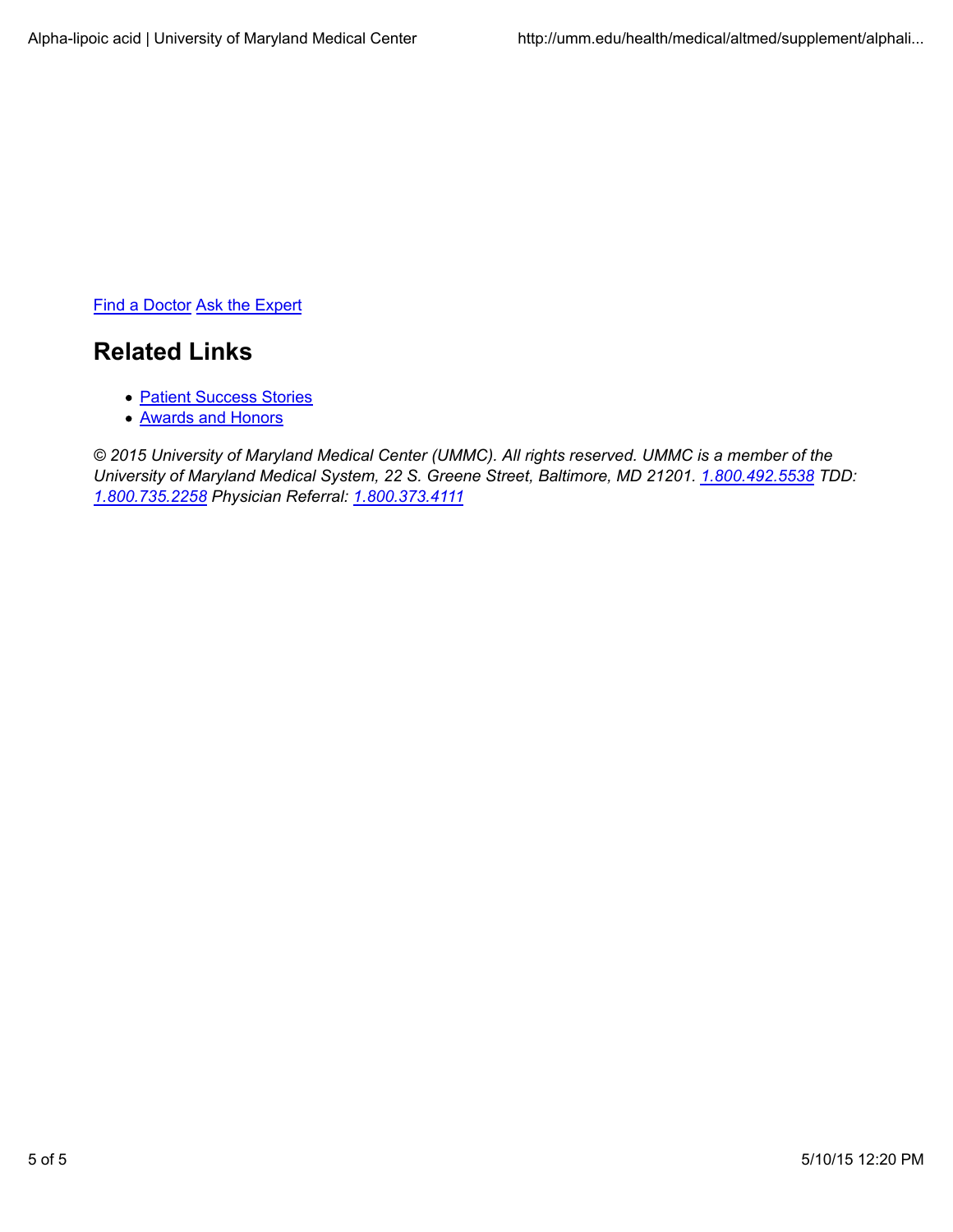Find a Doctor Ask the Expert

## Related Links

- Patient Success Stories
- Awards and Honors

*© 2015 University of Maryland Medical Center (UMMC). All rights reserved. UMMC is a member of the University of Maryland Medical System, 22 S. Greene Street, Baltimore, MD 21201. 1.800.492.5538 TDD: 1.800.735.2258 Physician Referral: 1.800.373.4111*